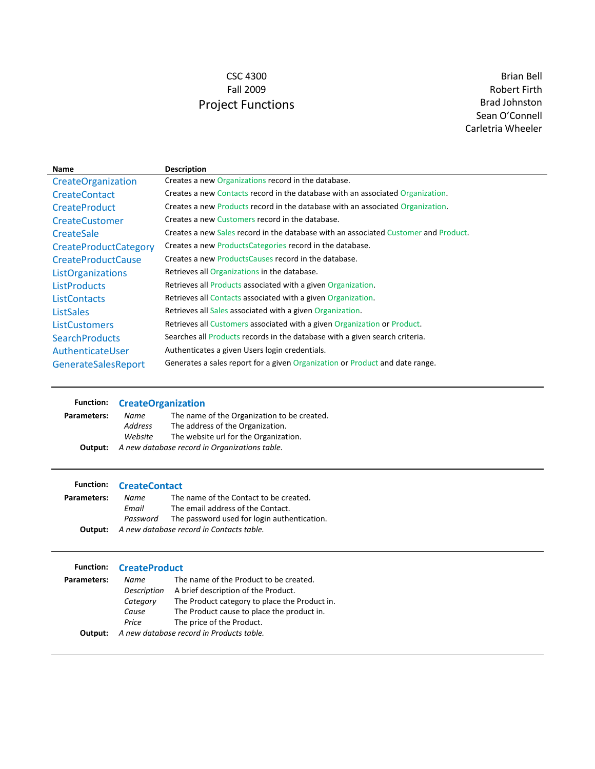CSC 4300
Fall 2009

# Project Functions

Brian Bell
Robert Firth
Brad Johnston
Sean O'Connell
Carletria Wheeler

| Name | Description |
|---|---|
| CreateOrganization | Creates a new Organizations record in the database. |
| CreateContact | Creates a new Contacts record in the database with an associated Organization. |
| CreateProduct | Creates a new Products record in the database with an associated Organization. |
| CreateCustomer | Creates a new Customers record in the database. |
| CreateSale | Creates a new Sales record in the database with an associated Customer and Product. |
| CreateProductCategory | Creates a new ProductsCategories record in the database. |
| CreateProductCause | Creates a new ProductsCauses record in the database. |
| ListOrganizations | Retrieves all Organizations in the database. |
| ListProducts | Retrieves all Products associated with a given Organization. |
| ListContacts | Retrieves all Contacts associated with a given Organization. |
| ListSales | Retrieves all Sales associated with a given Organization. |
| ListCustomers | Retrieves all Customers associated with a given Organization or Product. |
| SearchProducts | Searches all Products records in the database with a given search criteria. |
| AuthenticateUser | Authenticates a given Users login credentials. |
| GenerateSalesReport | Generates a sales report for a given Organization or Product and date range. |

---

**Function:** **CreateOrganization**

**Parameters:**

| | |
|---|---|
| *Name* | The name of the Organization to be created. |
| *Address* | The address of the Organization. |
| *Website* | The website url for the Organization. |

**Output:** *A new database record in Organizations table.*

---

**Function:** **CreateContact**

**Parameters:**

| | |
|---|---|
| *Name* | The name of the Contact to be created. |
| *Email* | The email address of the Contact. |
| *Password* | The password used for login authentication. |

**Output:** *A new database record in Contacts table.*

---

**Function:** **CreateProduct**

**Parameters:**

| | |
|---|---|
| *Name* | The name of the Product to be created. |
| *Description* | A brief description of the Product. |
| *Category* | The Product category to place the Product in. |
| *Cause* | The Product cause to place the product in. |
| *Price* | The price of the Product. |

**Output:** *A new database record in Products table.*

---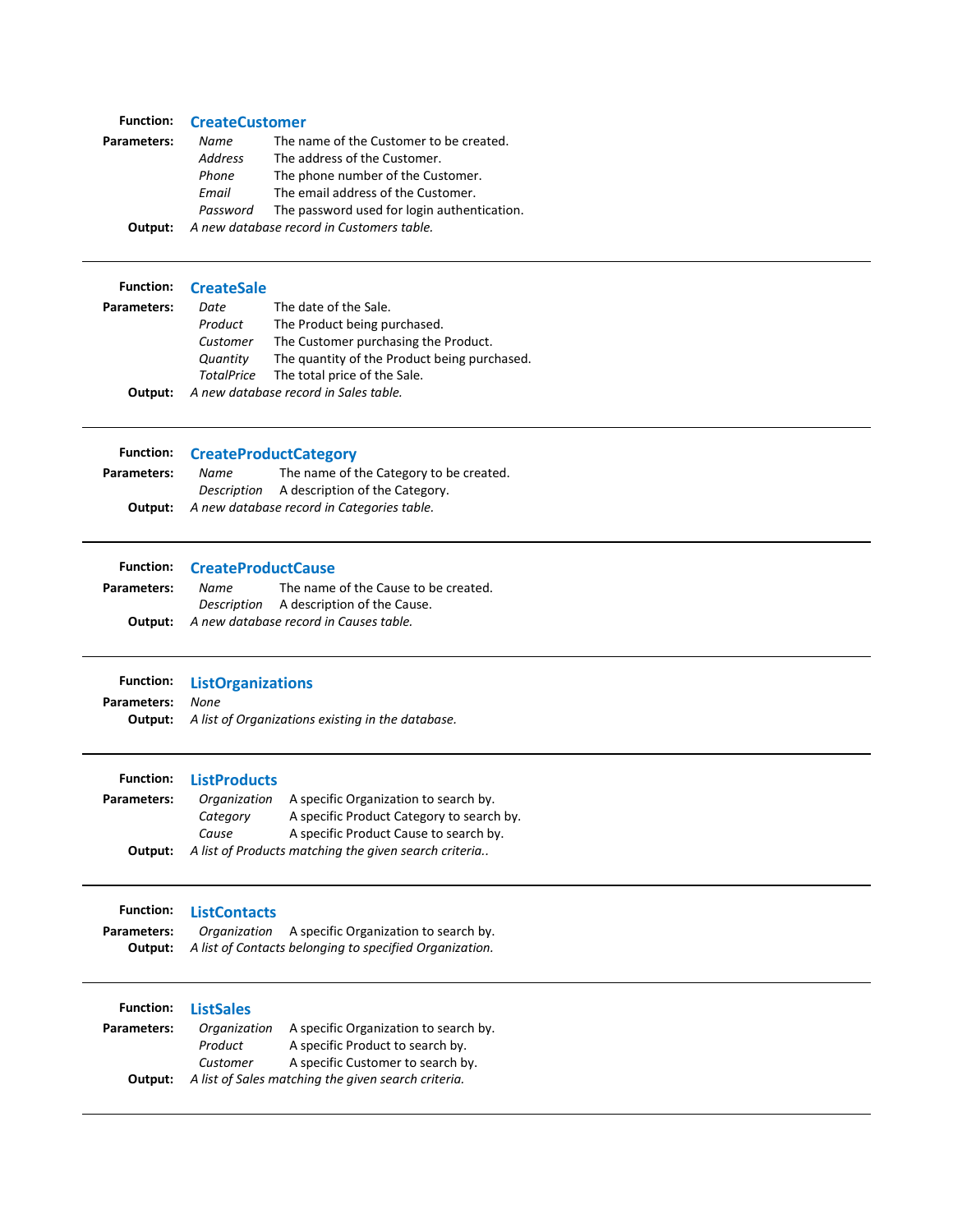**Function:** **CreateCustomer**

**Parameters:**

| | |
|---|---|
| *Name* | The name of the Customer to be created. |
| *Address* | The address of the Customer. |
| *Phone* | The phone number of the Customer. |
| *Email* | The email address of the Customer. |
| *Password* | The password used for login authentication. |

**Output:** *A new database record in Customers table.*

---

**Function:** **CreateSale**

**Parameters:**

| | |
|---|---|
| *Date* | The date of the Sale. |
| *Product* | The Product being purchased. |
| *Customer* | The Customer purchasing the Product. |
| *Quantity* | The quantity of the Product being purchased. |
| *TotalPrice* | The total price of the Sale. |

**Output:** *A new database record in Sales table.*

---

**Function:** **CreateProductCategory**

**Parameters:**

| | |
|---|---|
| *Name* | The name of the Category to be created. |
| *Description* | A description of the Category. |

**Output:** *A new database record in Categories table.*

---

**Function:** **CreateProductCause**

**Parameters:**

| | |
|---|---|
| *Name* | The name of the Cause to be created. |
| *Description* | A description of the Cause. |

**Output:** *A new database record in Causes table.*

---

**Function:** **ListOrganizations**

**Parameters:** *None*

**Output:** *A list of Organizations existing in the database.*

---

**Function:** **ListProducts**

**Parameters:**

| | |
|---|---|
| *Organization* | A specific Organization to search by. |
| *Category* | A specific Product Category to search by. |
| *Cause* | A specific Product Cause to search by. |

**Output:** *A list of Products matching the given search criteria..*

---

**Function:** **ListContacts**

**Parameters:**

| | |
|---|---|
| *Organization* | A specific Organization to search by. |

**Output:** *A list of Contacts belonging to specified Organization.*

---

**Function:** **ListSales**

**Parameters:**

| | |
|---|---|
| *Organization* | A specific Organization to search by. |
| *Product* | A specific Product to search by. |
| *Customer* | A specific Customer to search by. |

**Output:** *A list of Sales matching the given search criteria.*

---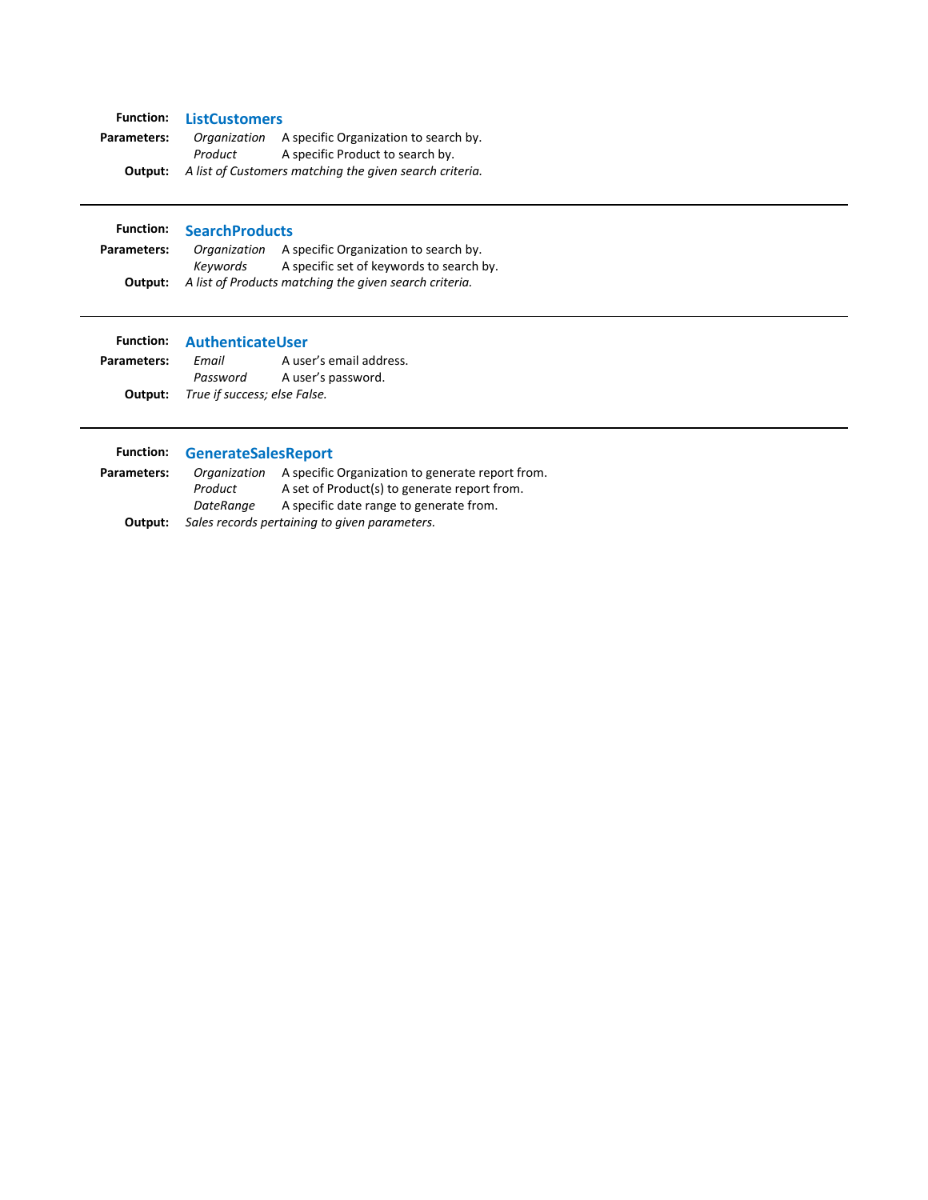**Function:** **ListCustomers**

**Parameters:**

| | |
|---|---|
| *Organization* | A specific Organization to search by. |
| *Product* | A specific Product to search by. |

**Output:** *A list of Customers matching the given search criteria.*

---

**Function:** **SearchProducts**

**Parameters:**

| | |
|---|---|
| *Organization* | A specific Organization to search by. |
| *Keywords* | A specific set of keywords to search by. |

**Output:** *A list of Products matching the given search criteria.*

---

**Function:** **AuthenticateUser**

**Parameters:**

| | |
|---|---|
| *Email* | A user's email address. |
| *Password* | A user's password. |

**Output:** *True if success; else False.*

---

**Function:** **GenerateSalesReport**

**Parameters:**

| | |
|---|---|
| *Organization* | A specific Organization to generate report from. |
| *Product* | A set of Product(s) to generate report from. |
| *DateRange* | A specific date range to generate from. |

**Output:** *Sales records pertaining to given parameters.*